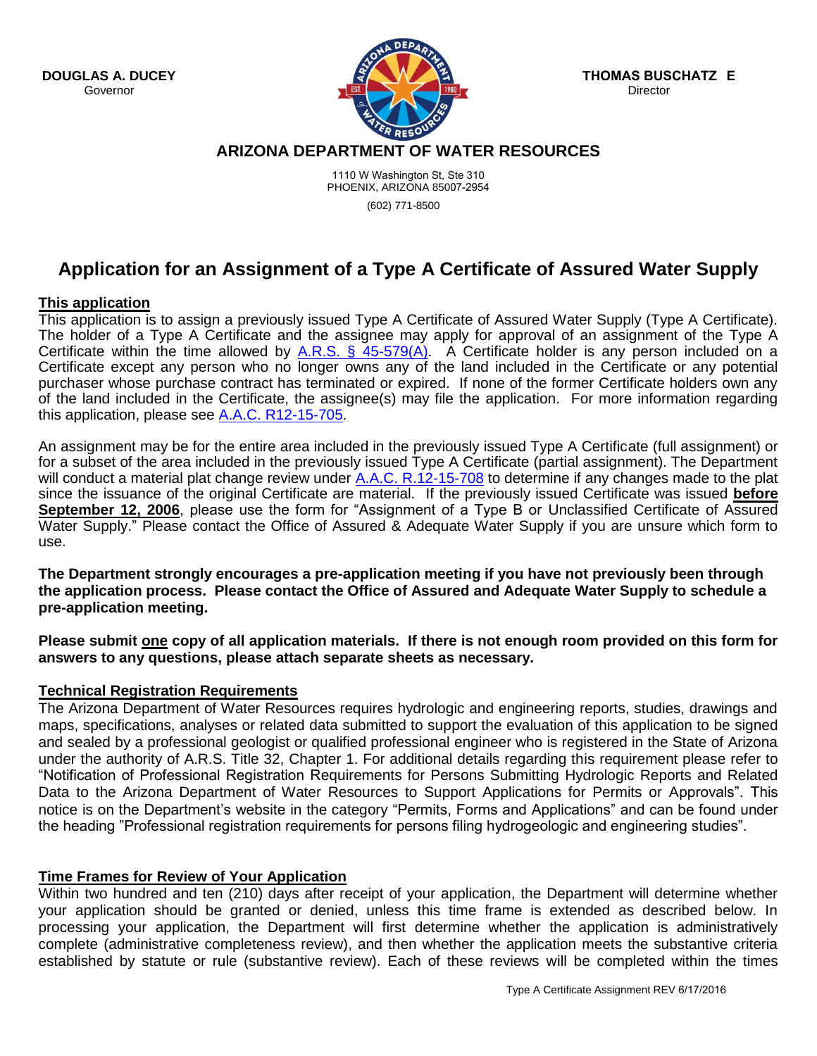**DOUGLAS A. DUCEY**
Governor

**THOMAS BUSCHATZKE**
Director

**ARIZONA DEPARTMENT OF WATER RESOURCES**

1110 W Washington St, Ste 310
PHOENIX, ARIZONA 85007-2954

(602) 771-8500

# Application for an Assignment of a Type A Certificate of Assured Water Supply

## This application

This application is to assign a previously issued Type A Certificate of Assured Water Supply (Type A Certificate). The holder of a Type A Certificate and the assignee may apply for approval of an assignment of the Type A Certificate within the time allowed by [A.R.S. § 45-579(A)](). A Certificate holder is any person included on a Certificate except any person who no longer owns any of the land included in the Certificate or any potential purchaser whose purchase contract has terminated or expired. If none of the former Certificate holders own any of the land included in the Certificate, the assignee(s) may file the application. For more information regarding this application, please see [A.A.C. R12-15-705]().

An assignment may be for the entire area included in the previously issued Type A Certificate (full assignment) or for a subset of the area included in the previously issued Type A Certificate (partial assignment). The Department will conduct a material plat change review under [A.A.C. R.12-15-708]() to determine if any changes made to the plat since the issuance of the original Certificate are material. If the previously issued Certificate was issued **before September 12, 2006**, please use the form for "Assignment of a Type B or Unclassified Certificate of Assured Water Supply." Please contact the Office of Assured & Adequate Water Supply if you are unsure which form to use.

**The Department strongly encourages a pre-application meeting if you have not previously been through the application process. Please contact the Office of Assured and Adequate Water Supply to schedule a pre-application meeting.**

**Please submit one copy of all application materials. If there is not enough room provided on this form for answers to any questions, please attach separate sheets as necessary.**

## Technical Registration Requirements

The Arizona Department of Water Resources requires hydrologic and engineering reports, studies, drawings and maps, specifications, analyses or related data submitted to support the evaluation of this application to be signed and sealed by a professional geologist or qualified professional engineer who is registered in the State of Arizona under the authority of A.R.S. Title 32, Chapter 1. For additional details regarding this requirement please refer to "Notification of Professional Registration Requirements for Persons Submitting Hydrologic Reports and Related Data to the Arizona Department of Water Resources to Support Applications for Permits or Approvals". This notice is on the Department's website in the category "Permits, Forms and Applications" and can be found under the heading "Professional registration requirements for persons filing hydrogeologic and engineering studies".

## Time Frames for Review of Your Application

Within two hundred and ten (210) days after receipt of your application, the Department will determine whether your application should be granted or denied, unless this time frame is extended as described below. In processing your application, the Department will first determine whether the application is administratively complete (administrative completeness review), and then whether the application meets the substantive criteria established by statute or rule (substantive review). Each of these reviews will be completed within the times

Type A Certificate Assignment REV 6/17/2016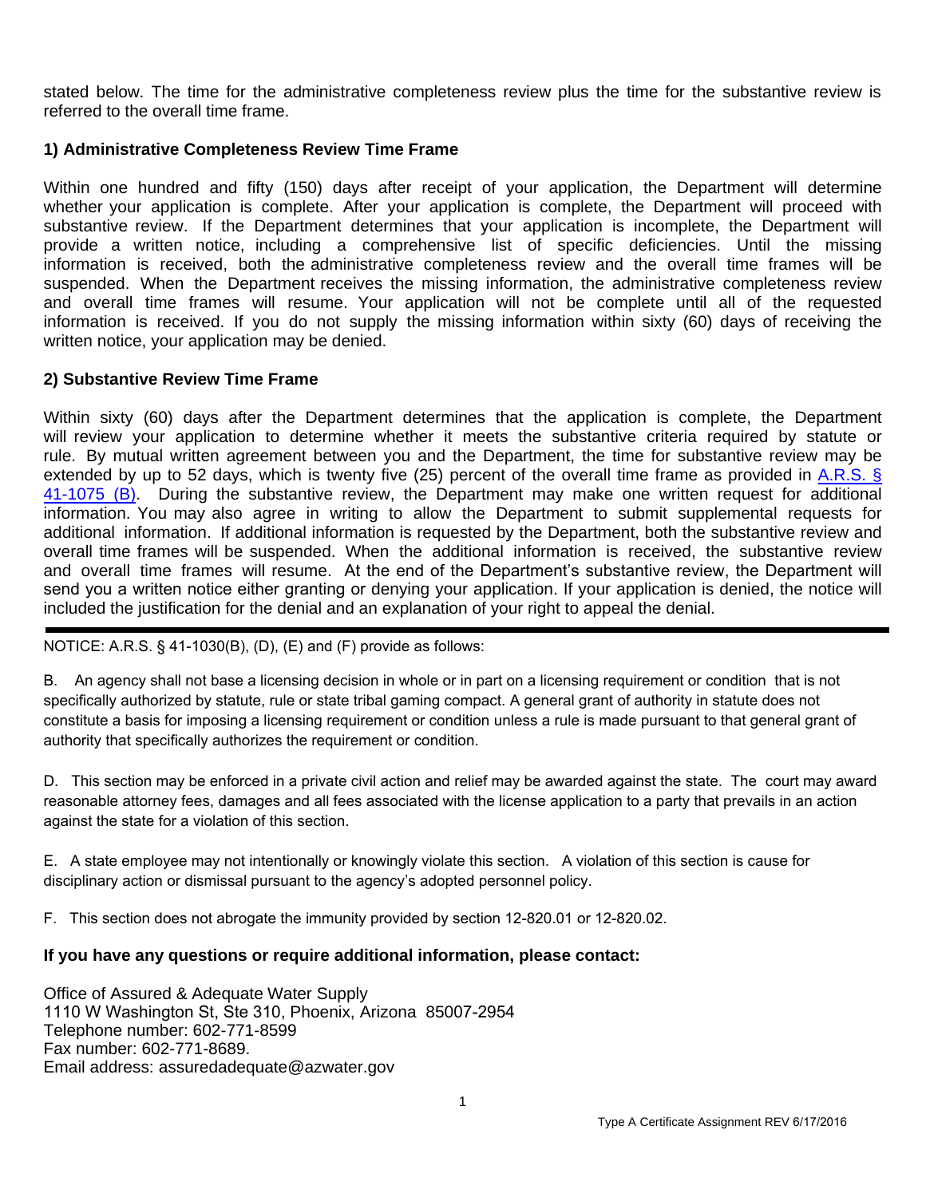stated below. The time for the administrative completeness review plus the time for the substantive review is referred to the overall time frame.

### 1) Administrative Completeness Review Time Frame

Within one hundred and fifty (150) days after receipt of your application, the Department will determine whether your application is complete. After your application is complete, the Department will proceed with substantive review. If the Department determines that your application is incomplete, the Department will provide a written notice, including a comprehensive list of specific deficiencies. Until the missing information is received, both the administrative completeness review and the overall time frames will be suspended. When the Department receives the missing information, the administrative completeness review and overall time frames will resume. Your application will not be complete until all of the requested information is received. If you do not supply the missing information within sixty (60) days of receiving the written notice, your application may be denied.

### 2) Substantive Review Time Frame

Within sixty (60) days after the Department determines that the application is complete, the Department will review your application to determine whether it meets the substantive criteria required by statute or rule. By mutual written agreement between you and the Department, the time for substantive review may be extended by up to 52 days, which is twenty five (25) percent of the overall time frame as provided in A.R.S. § 41-1075 (B). During the substantive review, the Department may make one written request for additional information. You may also agree in writing to allow the Department to submit supplemental requests for additional information. If additional information is requested by the Department, both the substantive review and overall time frames will be suspended. When the additional information is received, the substantive review and overall time frames will resume. At the end of the Department's substantive review, the Department will send you a written notice either granting or denying your application. If your application is denied, the notice will included the justification for the denial and an explanation of your right to appeal the denial.

---

NOTICE: A.R.S. § 41-1030(B), (D), (E) and (F) provide as follows:

B. An agency shall not base a licensing decision in whole or in part on a licensing requirement or condition that is not specifically authorized by statute, rule or state tribal gaming compact. A general grant of authority in statute does not constitute a basis for imposing a licensing requirement or condition unless a rule is made pursuant to that general grant of authority that specifically authorizes the requirement or condition.

D. This section may be enforced in a private civil action and relief may be awarded against the state. The court may award reasonable attorney fees, damages and all fees associated with the license application to a party that prevails in an action against the state for a violation of this section.

E. A state employee may not intentionally or knowingly violate this section. A violation of this section is cause for disciplinary action or dismissal pursuant to the agency's adopted personnel policy.

F. This section does not abrogate the immunity provided by section 12-820.01 or 12-820.02.

**If you have any questions or require additional information, please contact:**

Office of Assured & Adequate Water Supply
1110 W Washington St, Ste 310, Phoenix, Arizona 85007-2954
Telephone number: 602-771-8599
Fax number: 602-771-8689.
Email address: assuredadequate@azwater.gov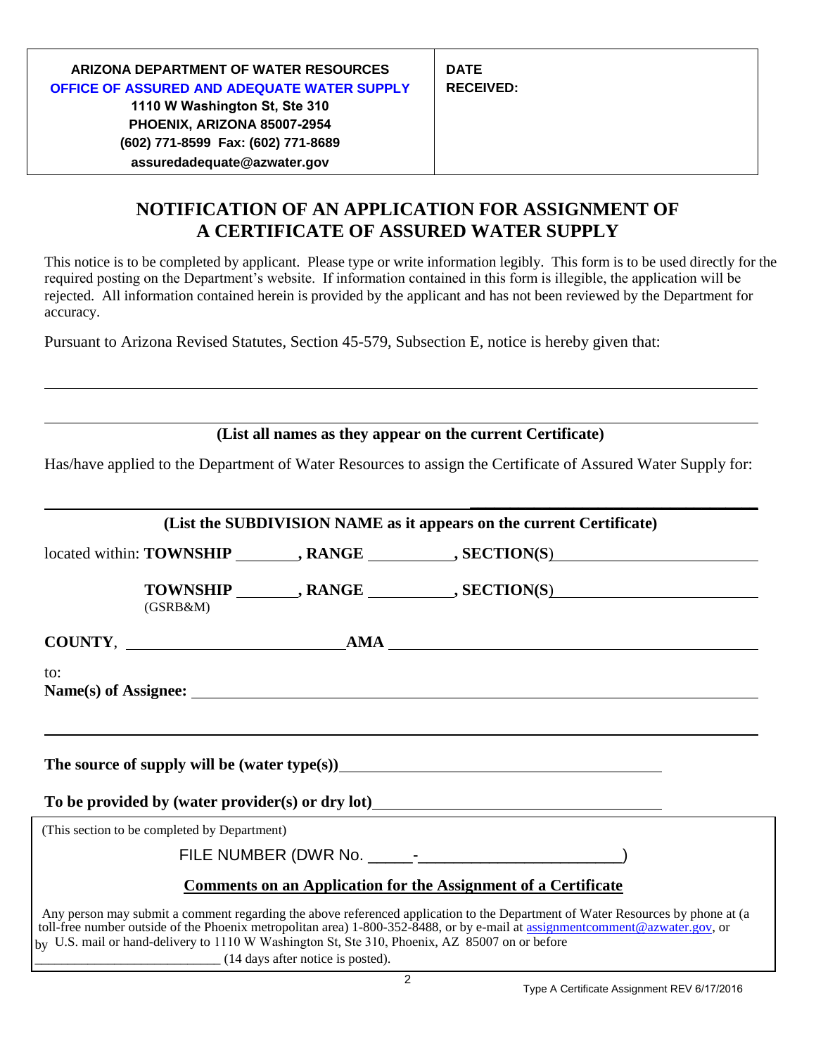| ARIZONA DEPARTMENT OF WATER RESOURCES<br>OFFICE OF ASSURED AND ADEQUATE WATER SUPPLY<br>1110 W Washington St, Ste 310<br>PHOENIX, ARIZONA 85007-2954<br>(602) 771-8599 Fax: (602) 771-8689<br>assuredadequate@azwater.gov | DATE RECEIVED: |
|---|---|

# NOTIFICATION OF AN APPLICATION FOR ASSIGNMENT OF A CERTIFICATE OF ASSURED WATER SUPPLY

This notice is to be completed by applicant. Please type or write information legibly. This form is to be used directly for the required posting on the Department's website. If information contained in this form is illegible, the application will be rejected. All information contained herein is provided by the applicant and has not been reviewed by the Department for accuracy.

Pursuant to Arizona Revised Statutes, Section 45-579, Subsection E, notice is hereby given that:

______________________________________________________________________

______________________________________________________________________

**(List all names as they appear on the current Certificate)**

Has/have applied to the Department of Water Resources to assign the Certificate of Assured Water Supply for:

______________________________________________________________________

**(List the SUBDIVISION NAME as it appears on the current Certificate)**

located within: **TOWNSHIP** ________, **RANGE** __________, **SECTION(S)** ________________________

**TOWNSHIP** ________, **RANGE** __________, **SECTION(S)** ________________________
(GSRB&M)

**COUNTY**, ____________________________ **AMA** ______________________________________________

to:
**Name(s) of Assignee:** ______________________________________________________________________

______________________________________________________________________

**The source of supply will be (water type(s))** ________________________________________

**To be provided by (water provider(s) or dry lot)** ________________________________________

(This section to be completed by Department)

FILE NUMBER (DWR No. _____-_______________________)

**Comments on an Application for the Assignment of a Certificate**

Any person may submit a comment regarding the above referenced application to the Department of Water Resources by phone at (a toll-free number outside of the Phoenix metropolitan area) 1-800-352-8488, or by e-mail at assignmentcomment@azwater.gov, or by U.S. mail or hand-delivery to 1110 W Washington St, Ste 310, Phoenix, AZ 85007 on or before ___________________________ (14 days after notice is posted).

Type A Certificate Assignment REV 6/17/2016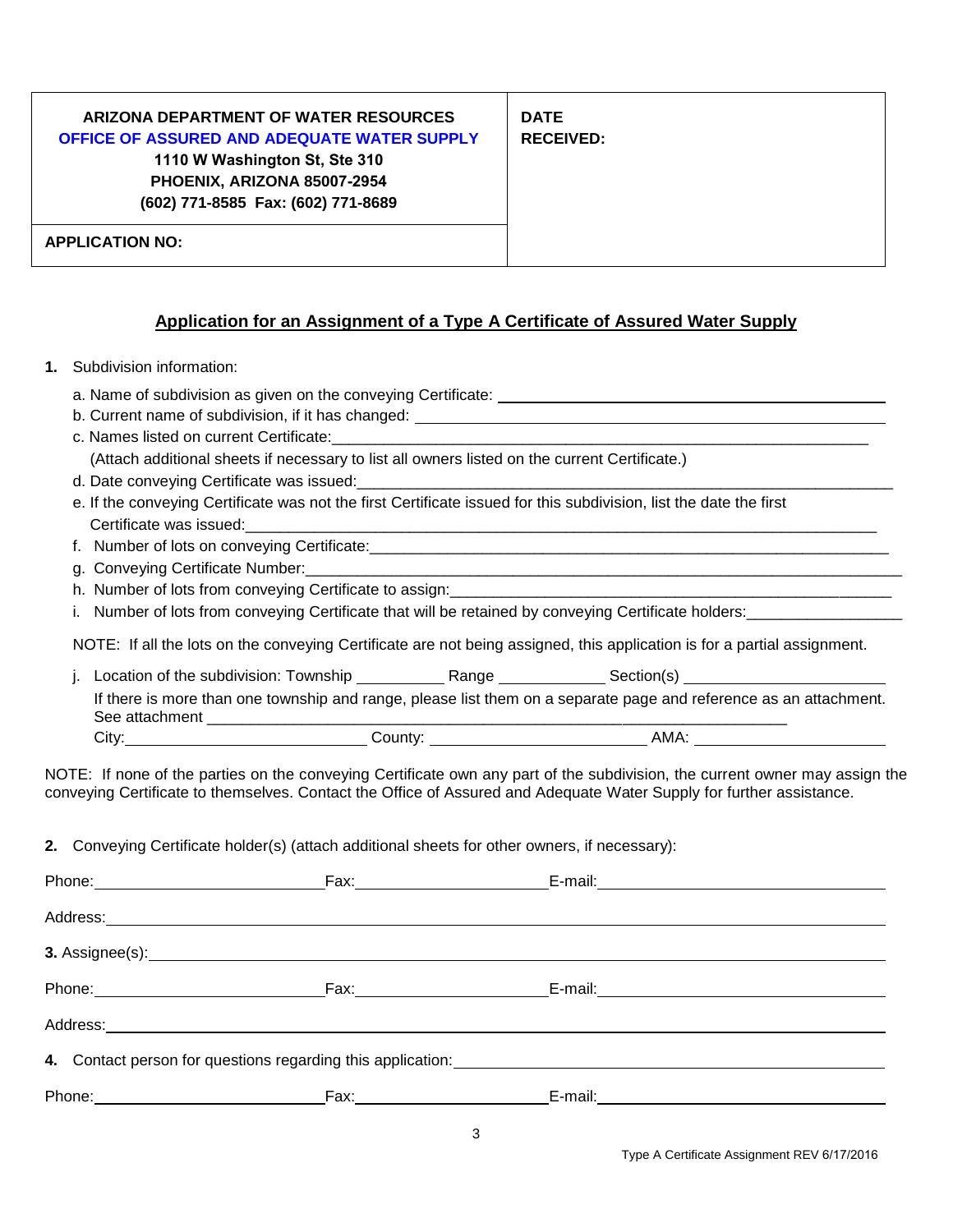| ARIZONA DEPARTMENT OF WATER RESOURCES<br>OFFICE OF ASSURED AND ADEQUATE WATER SUPPLY<br>1110 W Washington St, Ste 310<br>PHOENIX, ARIZONA 85007-2954<br>(602) 771-8585 Fax: (602) 771-8689 | **DATE RECEIVED:** |
|---|---|
| **APPLICATION NO:** | |

## Application for an Assignment of a Type A Certificate of Assured Water Supply

**1.** Subdivision information:

a. Name of subdivision as given on the conveying Certificate: ____________________

b. Current name of subdivision, if it has changed: ____________________

c. Names listed on current Certificate: ____________________
(Attach additional sheets if necessary to list all owners listed on the current Certificate.)

d. Date conveying Certificate was issued: ____________________

e. If the conveying Certificate was not the first Certificate issued for this subdivision, list the date the first Certificate was issued: ____________________

f. Number of lots on conveying Certificate: ____________________

g. Conveying Certificate Number: ____________________

h. Number of lots from conveying Certificate to assign: ____________________

i. Number of lots from conveying Certificate that will be retained by conveying Certificate holders: ____________________

NOTE: If all the lots on the conveying Certificate are not being assigned, this application is for a partial assignment.

j. Location of the subdivision: Township __________ Range __________ Section(s) __________
If there is more than one township and range, please list them on a separate page and reference as an attachment.
See attachment ____________________
City: __________ County: __________ AMA: __________

NOTE: If none of the parties on the conveying Certificate own any part of the subdivision, the current owner may assign the conveying Certificate to themselves. Contact the Office of Assured and Adequate Water Supply for further assistance.

**2.** Conveying Certificate holder(s) (attach additional sheets for other owners, if necessary):

Phone: __________ Fax: __________ E-mail: __________

Address: ____________________

**3.** Assignee(s): ____________________

Phone: __________ Fax: __________ E-mail: __________

Address: ____________________

**4.** Contact person for questions regarding this application: ____________________

Phone: __________ Fax: __________ E-mail: __________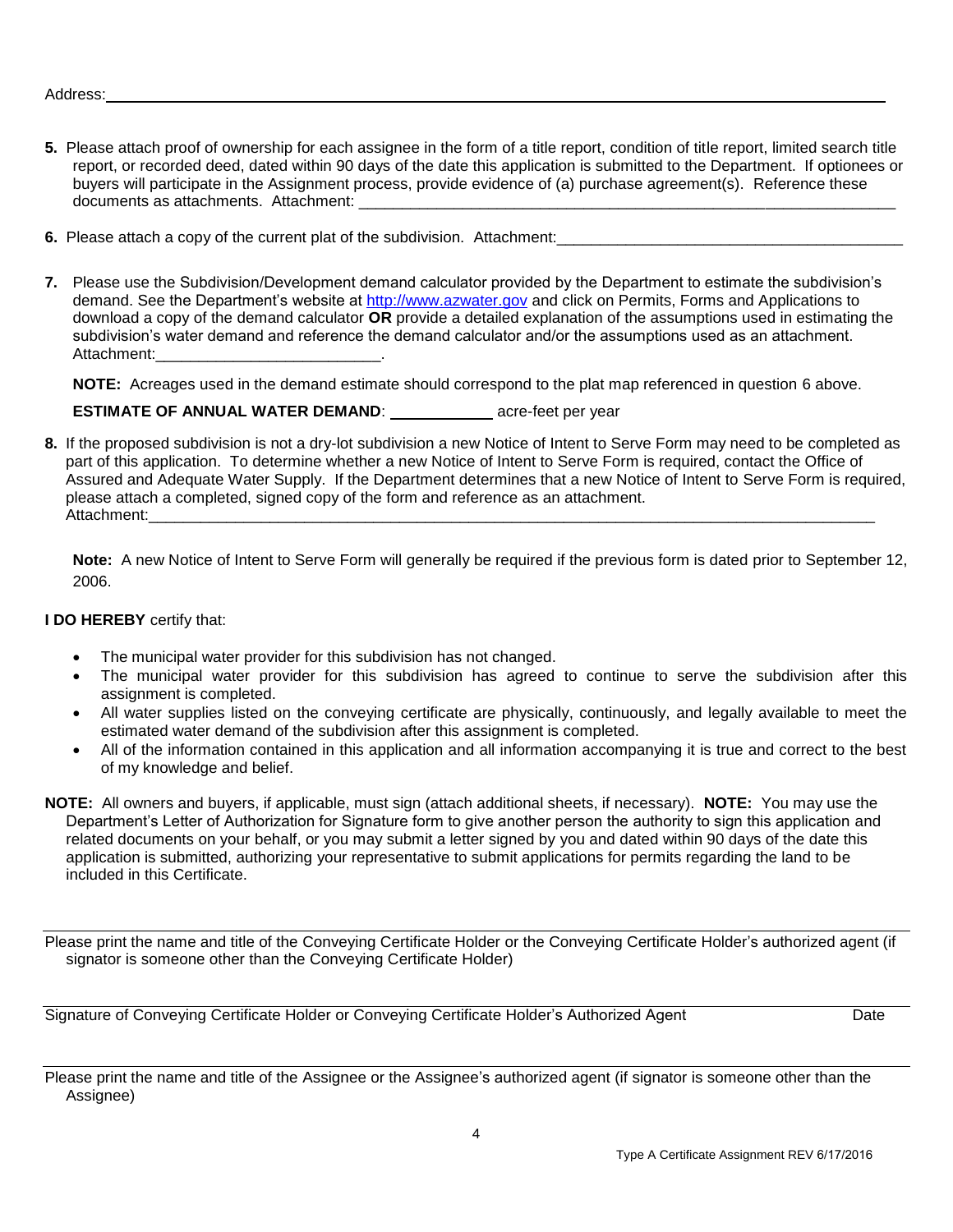Address:\_\_\_\_\_\_\_\_\_\_\_\_\_\_\_\_\_\_\_\_\_\_\_\_\_\_\_\_\_\_\_\_\_\_\_\_\_\_\_\_\_\_\_\_\_\_\_\_\_\_\_\_\_\_\_\_\_\_\_\_\_\_\_\_\_\_\_\_\_\_\_\_\_\_\_\_\_\_

**5.** Please attach proof of ownership for each assignee in the form of a title report, condition of title report, limited search title report, or recorded deed, dated within 90 days of the date this application is submitted to the Department. If optionees or buyers will participate in the Assignment process, provide evidence of (a) purchase agreement(s). Reference these documents as attachments. Attachment: \_\_\_\_\_\_\_\_\_\_\_\_\_\_\_\_\_\_\_\_\_\_\_\_\_\_\_\_\_\_\_\_\_\_\_\_\_\_\_\_\_\_\_\_\_\_\_\_\_\_\_\_\_\_\_\_\_\_\_\_\_\_

**6.** Please attach a copy of the current plat of the subdivision. Attachment:\_\_\_\_\_\_\_\_\_\_\_\_\_\_\_\_\_\_\_\_\_\_\_\_\_\_\_\_\_\_\_\_\_\_\_\_\_\_\_\_\_\_

**7.** Please use the Subdivision/Development demand calculator provided by the Department to estimate the subdivision's demand. See the Department's website at http://www.azwater.gov and click on Permits, Forms and Applications to download a copy of the demand calculator **OR** provide a detailed explanation of the assumptions used in estimating the subdivision's water demand and reference the demand calculator and/or the assumptions used as an attachment. Attachment:\_\_\_\_\_\_\_\_\_\_\_\_\_\_\_\_\_\_\_\_\_\_\_\_\_\_.

**NOTE:** Acreages used in the demand estimate should correspond to the plat map referenced in question 6 above.

**ESTIMATE OF ANNUAL WATER DEMAND**: \_\_\_\_\_\_\_\_\_\_\_\_ acre-feet per year

**8.** If the proposed subdivision is not a dry-lot subdivision a new Notice of Intent to Serve Form may need to be completed as part of this application. To determine whether a new Notice of Intent to Serve Form is required, contact the Office of Assured and Adequate Water Supply. If the Department determines that a new Notice of Intent to Serve Form is required, please attach a completed, signed copy of the form and reference as an attachment. Attachment:\_\_\_\_\_\_\_\_\_\_\_\_\_\_\_\_\_\_\_\_\_\_\_\_\_\_\_\_\_\_\_\_\_\_\_\_\_\_\_\_\_\_\_\_\_\_\_\_\_\_\_\_\_\_\_\_\_\_\_\_\_\_\_\_\_\_\_\_\_\_\_\_\_\_\_\_\_\_\_\_\_\_\_\_\_\_\_\_\_\_

**Note:** A new Notice of Intent to Serve Form will generally be required if the previous form is dated prior to September 12, 2006.

**I DO HEREBY** certify that:

- The municipal water provider for this subdivision has not changed.
- The municipal water provider for this subdivision has agreed to continue to serve the subdivision after this assignment is completed.
- All water supplies listed on the conveying certificate are physically, continuously, and legally available to meet the estimated water demand of the subdivision after this assignment is completed.
- All of the information contained in this application and all information accompanying it is true and correct to the best of my knowledge and belief.

**NOTE:** All owners and buyers, if applicable, must sign (attach additional sheets, if necessary). **NOTE:** You may use the Department's Letter of Authorization for Signature form to give another person the authority to sign this application and related documents on your behalf, or you may submit a letter signed by you and dated within 90 days of the date this application is submitted, authorizing your representative to submit applications for permits regarding the land to be included in this Certificate.

\_\_\_\_\_\_\_\_\_\_\_\_\_\_\_\_\_\_\_\_\_\_\_\_\_\_\_\_\_\_\_\_\_\_\_\_\_\_\_\_\_\_\_\_\_\_\_\_\_\_\_\_\_\_\_\_\_\_\_\_\_\_\_\_\_\_\_\_\_\_\_\_\_\_\_\_\_\_\_\_\_\_\_\_

Please print the name and title of the Conveying Certificate Holder or the Conveying Certificate Holder's authorized agent (if signator is someone other than the Conveying Certificate Holder)

\_\_\_\_\_\_\_\_\_\_\_\_\_\_\_\_\_\_\_\_\_\_\_\_\_\_\_\_\_\_\_\_\_\_\_\_\_\_\_\_\_\_\_\_\_\_\_\_\_\_\_\_\_\_\_\_\_\_\_\_\_\_\_\_\_\_\_\_\_\_\_\_\_\_\_\_\_\_\_\_\_\_\_\_

Signature of Conveying Certificate Holder or Conveying Certificate Holder's Authorized Agent Date

\_\_\_\_\_\_\_\_\_\_\_\_\_\_\_\_\_\_\_\_\_\_\_\_\_\_\_\_\_\_\_\_\_\_\_\_\_\_\_\_\_\_\_\_\_\_\_\_\_\_\_\_\_\_\_\_\_\_\_\_\_\_\_\_\_\_\_\_\_\_\_\_\_\_\_\_\_\_\_\_\_\_\_\_

Please print the name and title of the Assignee or the Assignee's authorized agent (if signator is someone other than the Assignee)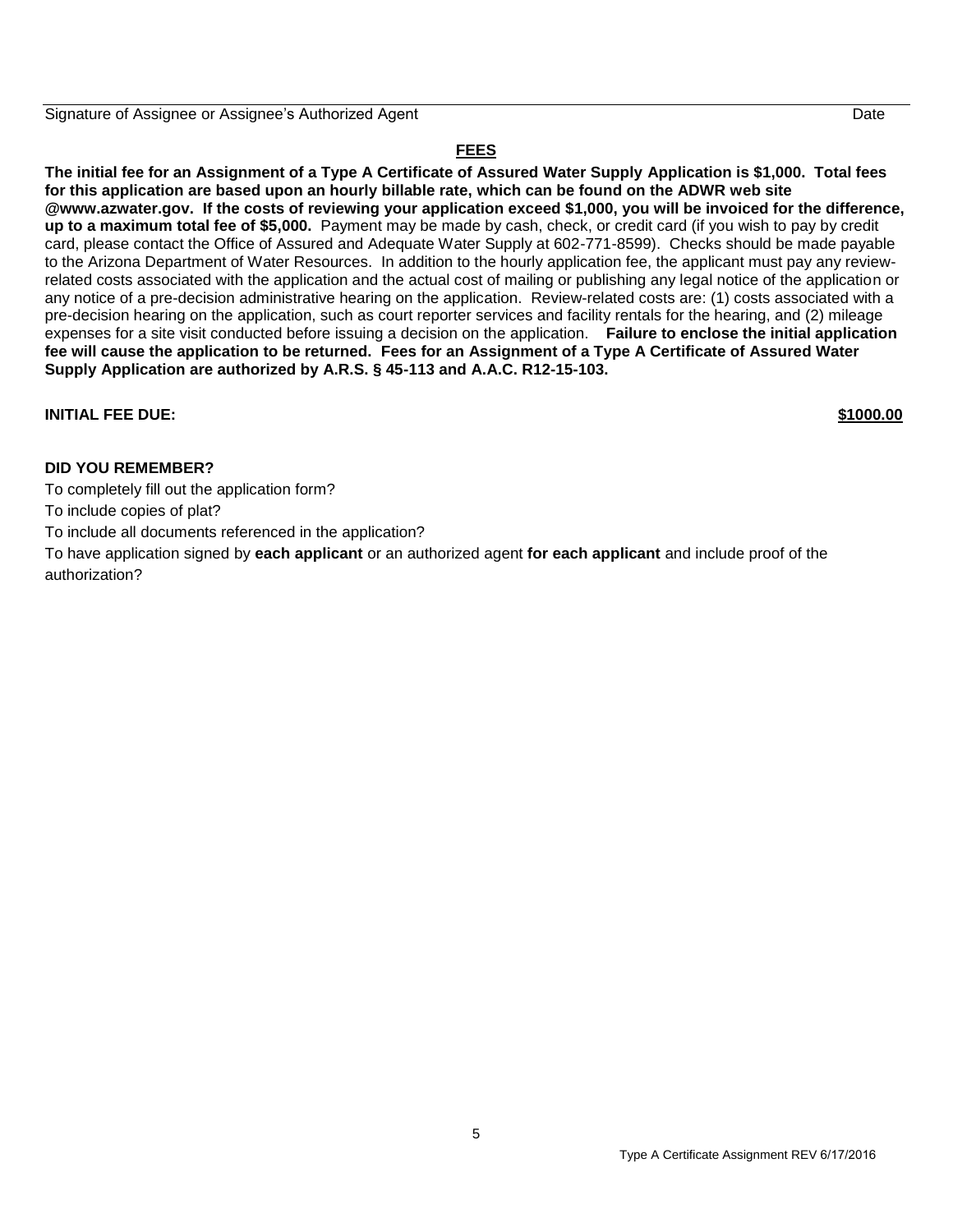Signature of Assignee or Assignee's Authorized Agent Date

## FEES

**The initial fee for an Assignment of a Type A Certificate of Assured Water Supply Application is $1,000. Total fees for this application are based upon an hourly billable rate, which can be found on the ADWR web site @www.azwater.gov. If the costs of reviewing your application exceed $1,000, you will be invoiced for the difference, up to a maximum total fee of $5,000.** Payment may be made by cash, check, or credit card (if you wish to pay by credit card, please contact the Office of Assured and Adequate Water Supply at 602-771-8599). Checks should be made payable to the Arizona Department of Water Resources. In addition to the hourly application fee, the applicant must pay any review-related costs associated with the application and the actual cost of mailing or publishing any legal notice of the application or any notice of a pre-decision administrative hearing on the application. Review-related costs are: (1) costs associated with a pre-decision hearing on the application, such as court reporter services and facility rentals for the hearing, and (2) mileage expenses for a site visit conducted before issuing a decision on the application. **Failure to enclose the initial application fee will cause the application to be returned. Fees for an Assignment of a Type A Certificate of Assured Water Supply Application are authorized by A.R.S. § 45-113 and A.A.C. R12-15-103.**

**INITIAL FEE DUE:** **$1000.00**

**DID YOU REMEMBER?**

To completely fill out the application form?

To include copies of plat?

To include all documents referenced in the application?

To have application signed by **each applicant** or an authorized agent **for each applicant** and include proof of the authorization?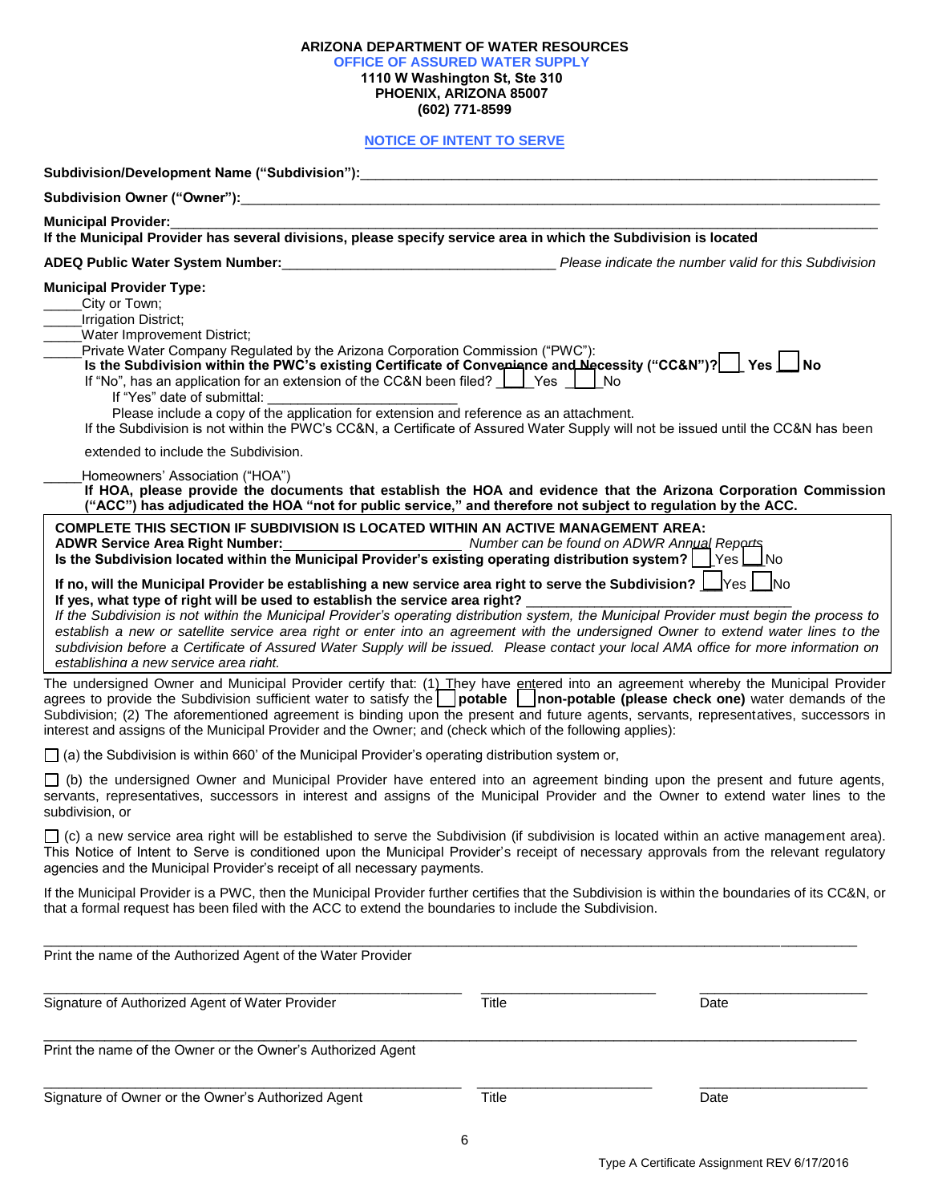**ARIZONA DEPARTMENT OF WATER RESOURCES**
**OFFICE OF ASSURED WATER SUPPLY**
**1110 W Washington St, Ste 310**
**PHOENIX, ARIZONA 85007**
**(602) 771-8599**

## NOTICE OF INTENT TO SERVE

**Subdivision/Development Name ("Subdivision"):**_______________________________________________

**Subdivision Owner ("Owner"):**_______________________________________________

**Municipal Provider:**_______________________________________________
**If the Municipal Provider has several divisions, please specify service area in which the Subdivision is located**

**ADEQ Public Water System Number:**_________________________ *Please indicate the number valid for this Subdivision*

**Municipal Provider Type:**

_____City or Town;
_____Irrigation District;
_____Water Improvement District;
_____Private Water Company Regulated by the Arizona Corporation Commission ("PWC"):

**Is the Subdivision within the PWC's existing Certificate of Convenience and Necessity ("CC&N")?** ☐ **Yes** ☐ **No**
If "No", has an application for an extension of the CC&N been filed? ☐ Yes ☐ No
If "Yes" date of submittal: _________________________
Please include a copy of the application for extension and reference as an attachment.
If the Subdivision is not within the PWC's CC&N, a Certificate of Assured Water Supply will not be issued until the CC&N has been extended to include the Subdivision.

_____Homeowners' Association ("HOA")
**If HOA, please provide the documents that establish the HOA and evidence that the Arizona Corporation Commission ("ACC") has adjudicated the HOA "not for public service," and therefore not subject to regulation by the ACC.**

**COMPLETE THIS SECTION IF SUBDIVISION IS LOCATED WITHIN AN ACTIVE MANAGEMENT AREA:**
**ADWR Service Area Right Number:**______________________ *Number can be found on ADWR Annual Reports*
**Is the Subdivision located within the Municipal Provider's existing operating distribution system?** ☐ Yes ☐ No

**If no, will the Municipal Provider be establishing a new service area right to serve the Subdivision?** ☐ Yes ☐ No
**If yes, what type of right will be used to establish the service area right?** _________________________________
*If the Subdivision is not within the Municipal Provider's operating distribution system, the Municipal Provider must begin the process to establish a new or satellite service area right or enter into an agreement with the undersigned Owner to extend water lines to the subdivision before a Certificate of Assured Water Supply will be issued. Please contact your local AMA office for more information on establishing a new service area right.*

The undersigned Owner and Municipal Provider certify that: (1) They have entered into an agreement whereby the Municipal Provider agrees to provide the Subdivision sufficient water to satisfy the ☐ **potable** ☐ **non-potable (please check one)** water demands of the Subdivision; (2) The aforementioned agreement is binding upon the present and future agents, servants, representatives, successors in interest and assigns of the Municipal Provider and the Owner; and (check which of the following applies):

☐ (a) the Subdivision is within 660' of the Municipal Provider's operating distribution system or,

☐ (b) the undersigned Owner and Municipal Provider have entered into an agreement binding upon the present and future agents, servants, representatives, successors in interest and assigns of the Municipal Provider and the Owner to extend water lines to the subdivision, or

☐ (c) a new service area right will be established to serve the Subdivision (if subdivision is located within an active management area). This Notice of Intent to Serve is conditioned upon the Municipal Provider's receipt of necessary approvals from the relevant regulatory agencies and the Municipal Provider's receipt of all necessary payments.

If the Municipal Provider is a PWC, then the Municipal Provider further certifies that the Subdivision is within the boundaries of its CC&N, or that a formal request has been filed with the ACC to extend the boundaries to include the Subdivision.

_______________________________________________
Print the name of the Authorized Agent of the Water Provider

| _________________________________ | _______________ | _______________ |
|---|---|---|
| Signature of Authorized Agent of Water Provider | Title | Date |

_______________________________________________
Print the name of the Owner or the Owner's Authorized Agent

| _________________________________ | _______________ | _______________ |
|---|---|---|
| Signature of Owner or the Owner's Authorized Agent | Title | Date |

Type A Certificate Assignment REV 6/17/2016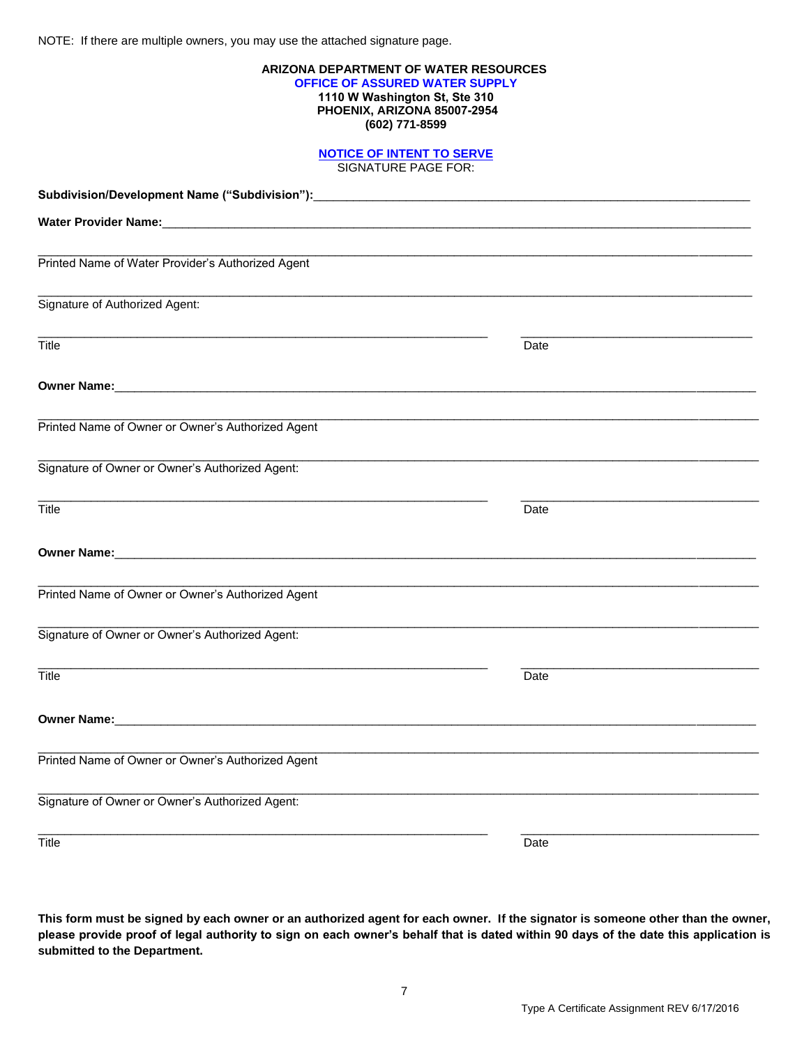NOTE: If there are multiple owners, you may use the attached signature page.

**ARIZONA DEPARTMENT OF WATER RESOURCES**
**OFFICE OF ASSURED WATER SUPPLY**
**1110 W Washington St, Ste 310**
**PHOENIX, ARIZONA 85007-2954**
**(602) 771-8599**

**NOTICE OF INTENT TO SERVE**
SIGNATURE PAGE FOR:

**Subdivision/Development Name ("Subdivision"):**_______________________________________________

**Water Provider Name:**_______________________________________________

_______________________________________________
Printed Name of Water Provider's Authorized Agent

_______________________________________________
Signature of Authorized Agent:

_______________________________ _______________________
Title Date

**Owner Name:**_______________________________________________

_______________________________________________
Printed Name of Owner or Owner's Authorized Agent

_______________________________________________
Signature of Owner or Owner's Authorized Agent:

_______________________________ _______________________
Title Date

**Owner Name:**_______________________________________________

_______________________________________________
Printed Name of Owner or Owner's Authorized Agent

_______________________________________________
Signature of Owner or Owner's Authorized Agent:

_______________________________ _______________________
Title Date

**Owner Name:**_______________________________________________

_______________________________________________
Printed Name of Owner or Owner's Authorized Agent

_______________________________________________
Signature of Owner or Owner's Authorized Agent:

_______________________________ _______________________
Title Date

**This form must be signed by each owner or an authorized agent for each owner. If the signator is someone other than the owner, please provide proof of legal authority to sign on each owner's behalf that is dated within 90 days of the date this application is submitted to the Department.**

Type A Certificate Assignment REV 6/17/2016